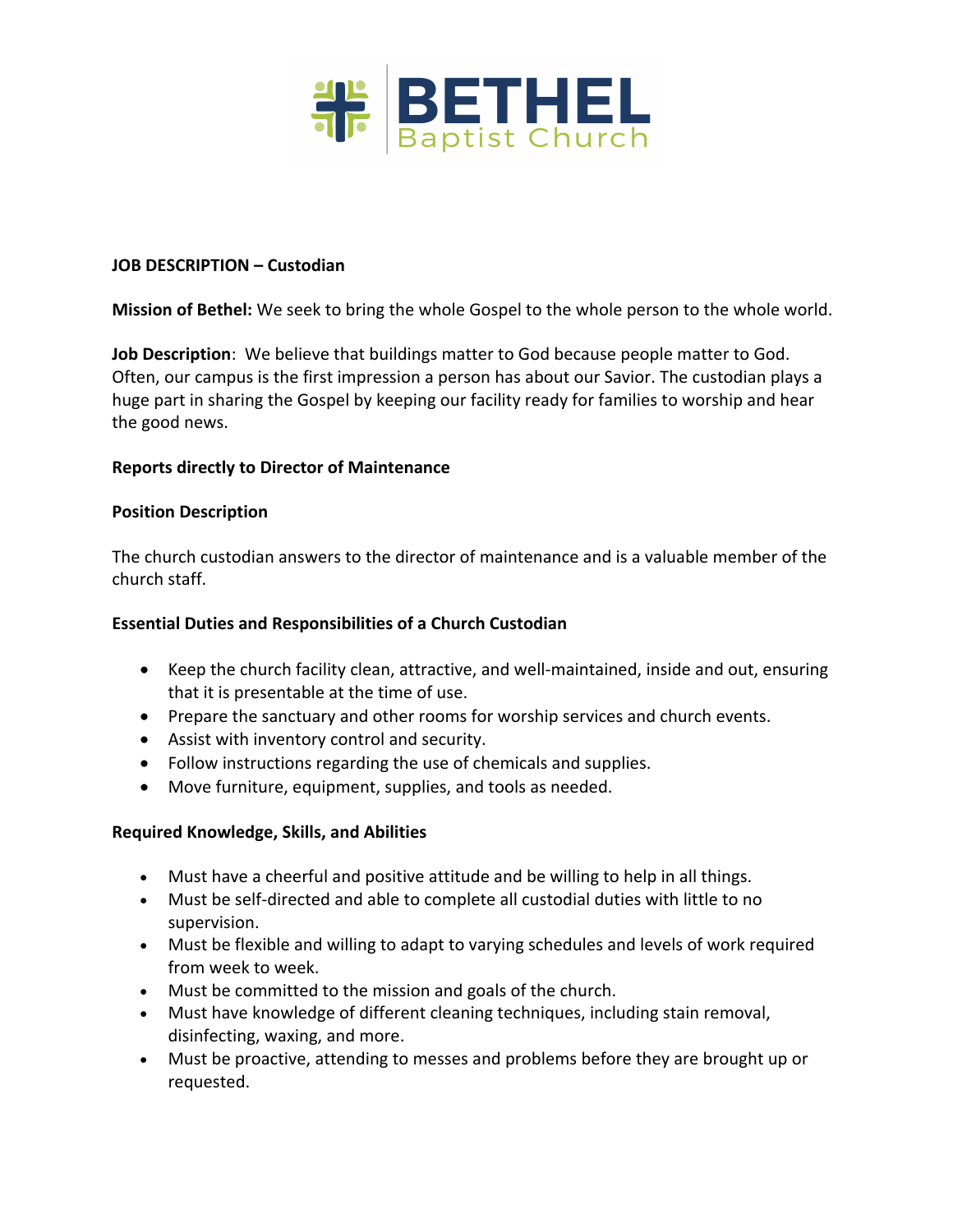**BETHEL** Baptist Church

**JOB DESCRIPTION – Custodian**

**Mission of Bethel:** We seek to bring the whole Gospel to the whole person to the whole world.

**Job Description**: We believe that buildings matter to God because people matter to God. Often, our campus is the first impression a person has about our Savior. The custodian plays a huge part in sharing the Gospel by keeping our facility ready for families to worship and hear the good news.

**Reports directly to Director of Maintenance**

**Position Description**

The church custodian answers to the director of maintenance and is a valuable member of the church staff.

**Essential Duties and Responsibilities of a Church Custodian**

- Keep the church facility clean, attractive, and well-maintained, inside and out, ensuring that it is presentable at the time of use.
- Prepare the sanctuary and other rooms for worship services and church events.
- Assist with inventory control and security.
- Follow instructions regarding the use of chemicals and supplies.
- Move furniture, equipment, supplies, and tools as needed.

**Required Knowledge, Skills, and Abilities**

- Must have a cheerful and positive attitude and be willing to help in all things.
- Must be self-directed and able to complete all custodial duties with little to no supervision.
- Must be flexible and willing to adapt to varying schedules and levels of work required from week to week.
- Must be committed to the mission and goals of the church.
- Must have knowledge of different cleaning techniques, including stain removal, disinfecting, waxing, and more.
- Must be proactive, attending to messes and problems before they are brought up or requested.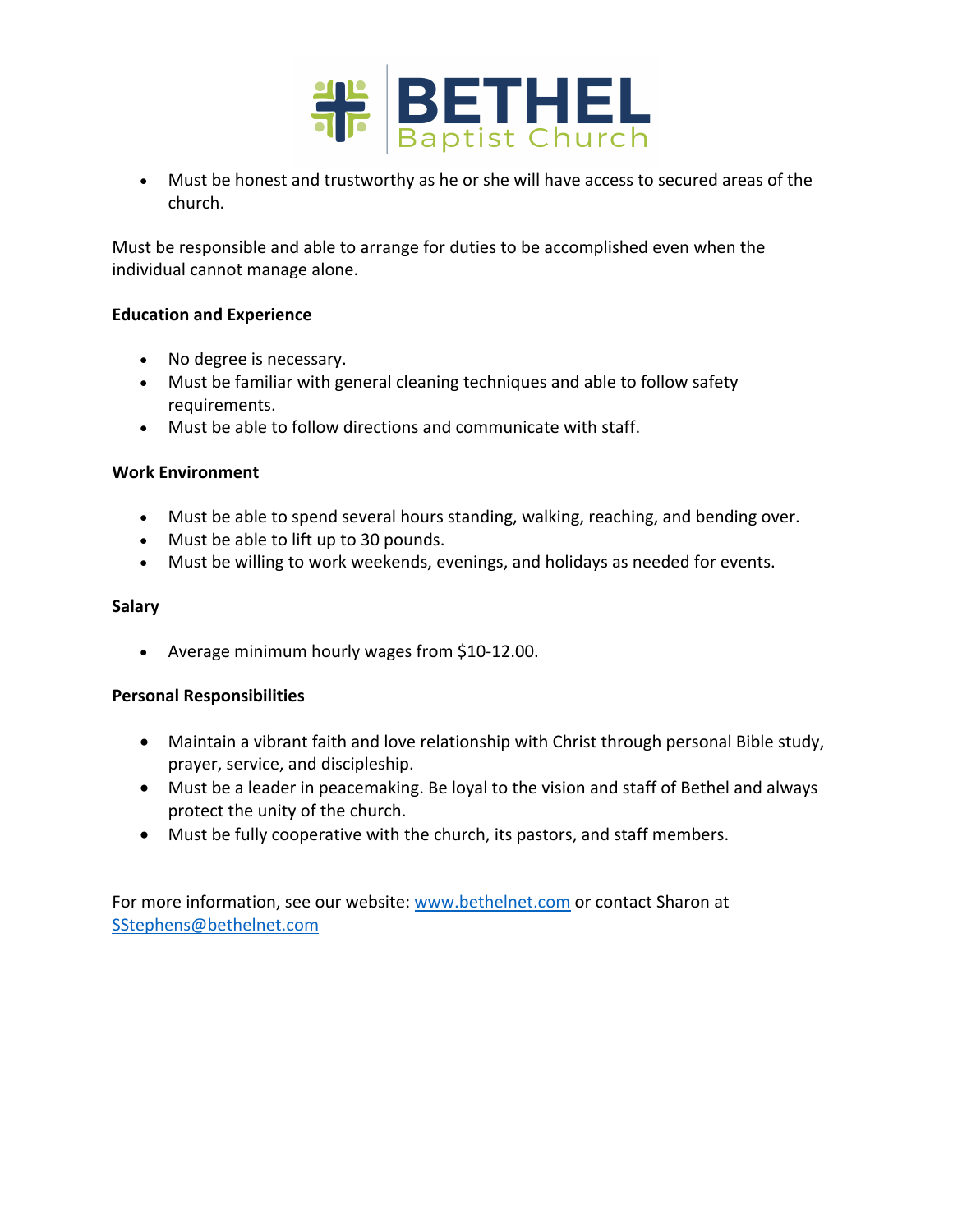- Must be honest and trustworthy as he or she will have access to secured areas of the church.

Must be responsible and able to arrange for duties to be accomplished even when the individual cannot manage alone.

**Education and Experience**

- No degree is necessary.
- Must be familiar with general cleaning techniques and able to follow safety requirements.
- Must be able to follow directions and communicate with staff.

**Work Environment**

- Must be able to spend several hours standing, walking, reaching, and bending over.
- Must be able to lift up to 30 pounds.
- Must be willing to work weekends, evenings, and holidays as needed for events.

**Salary**

- Average minimum hourly wages from $10-12.00.

**Personal Responsibilities**

- Maintain a vibrant faith and love relationship with Christ through personal Bible study, prayer, service, and discipleship.
- Must be a leader in peacemaking. Be loyal to the vision and staff of Bethel and always protect the unity of the church.
- Must be fully cooperative with the church, its pastors, and staff members.

For more information, see our website: [www.bethelnet.com](http://www.bethelnet.com) or contact Sharon at [SStephens@bethelnet.com](mailto:SStephens@bethelnet.com)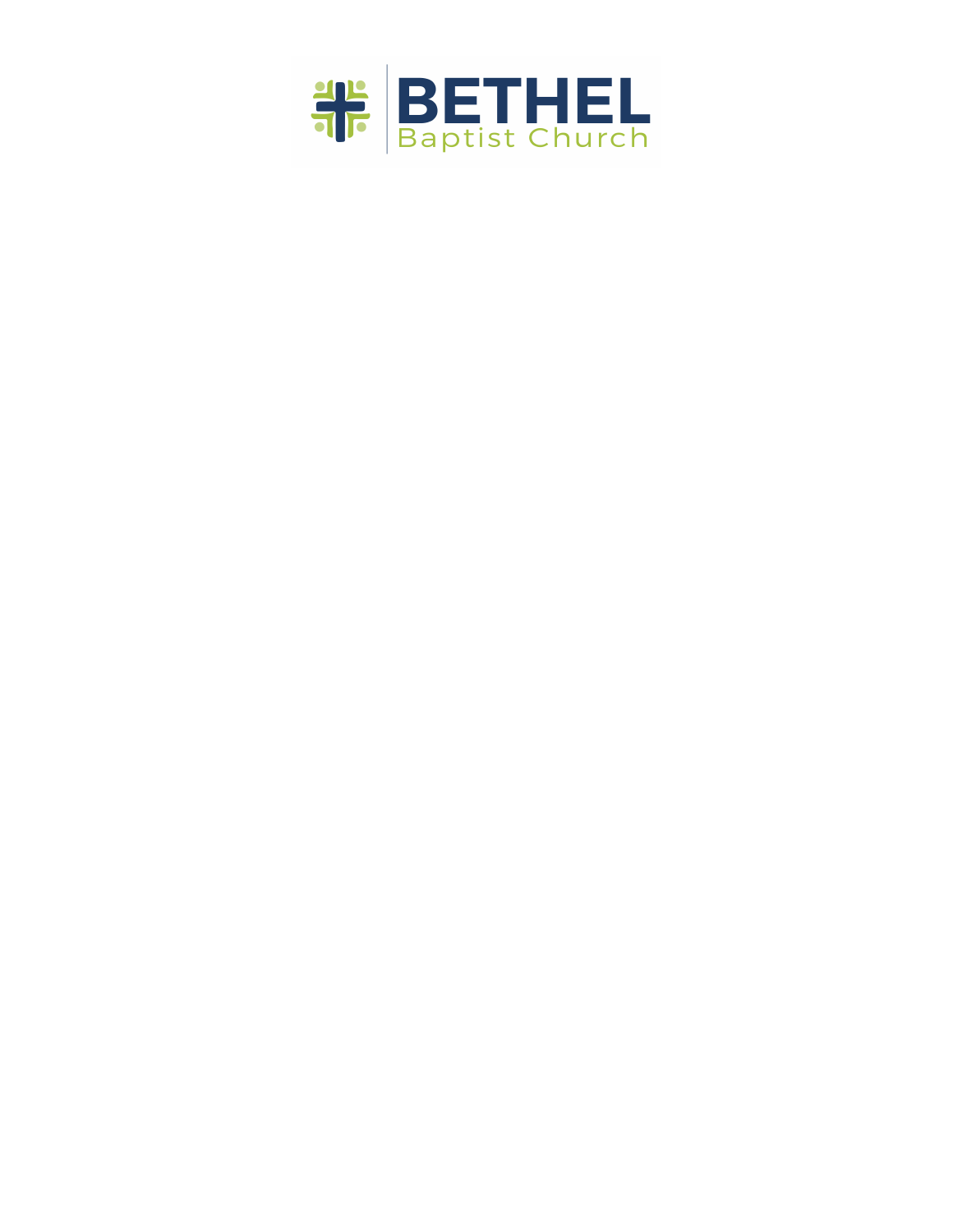BETHEL

Baptist Church